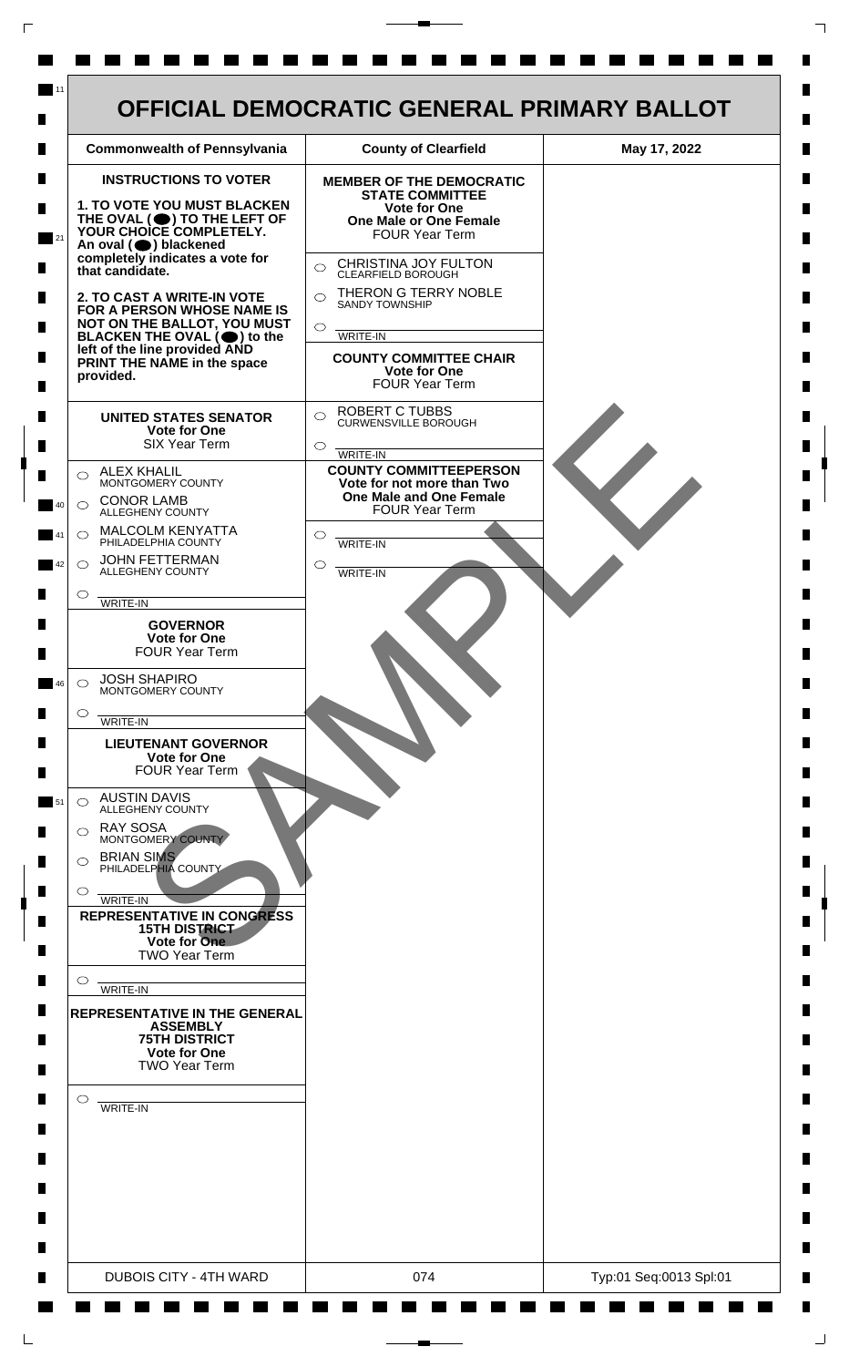# OFFICIAL DEMOCRATIC GENERAL PRIMARY BALLOT

| Commonwealth of Pennsylvania | County of Clearfield | May 17, 2022 |
| --- | --- | --- |

**INSTRUCTIONS TO VOTER**

**1. TO VOTE YOU MUST BLACKEN THE OVAL (●) TO THE LEFT OF YOUR CHOICE COMPLETELY.** An oval (●) blackened completely indicates a vote for that candidate.

**2. TO CAST A WRITE-IN VOTE FOR A PERSON WHOSE NAME IS NOT ON THE BALLOT, YOU MUST BLACKEN THE OVAL (●) to the left of the line provided AND PRINT THE NAME in the space provided.**

## UNITED STATES SENATOR
**Vote for One**
SIX Year Term

- ○ ALEX KHALIL — MONTGOMERY COUNTY
- ○ CONOR LAMB — ALLEGHENY COUNTY
- ○ MALCOLM KENYATTA — PHILADELPHIA COUNTY
- ○ JOHN FETTERMAN — ALLEGHENY COUNTY
- ○ ______ WRITE-IN

## GOVERNOR
**Vote for One**
FOUR Year Term

- ○ JOSH SHAPIRO — MONTGOMERY COUNTY
- ○ ______ WRITE-IN

## LIEUTENANT GOVERNOR
**Vote for One**
FOUR Year Term

- ○ AUSTIN DAVIS — ALLEGHENY COUNTY
- ○ RAY SOSA — MONTGOMERY COUNTY
- ○ BRIAN SIMS — PHILADELPHIA COUNTY
- ○ ______ WRITE-IN

## REPRESENTATIVE IN CONGRESS
**15TH DISTRICT**
**Vote for One**
TWO Year Term

- ○ ______ WRITE-IN

## REPRESENTATIVE IN THE GENERAL ASSEMBLY
**75TH DISTRICT**
**Vote for One**
TWO Year Term

- ○ ______ WRITE-IN

## MEMBER OF THE DEMOCRATIC STATE COMMITTEE
**Vote for One**
**One Male or One Female**
FOUR Year Term

- ○ CHRISTINA JOY FULTON — CLEARFIELD BOROUGH
- ○ THERON G TERRY NOBLE — SANDY TOWNSHIP
- ○ ______ WRITE-IN

## COUNTY COMMITTEE CHAIR
**Vote for One**
FOUR Year Term

- ○ ROBERT C TUBBS — CURWENSVILLE BOROUGH
- ○ ______ WRITE-IN

## COUNTY COMMITTEEPERSON
**Vote for not more than Two**
**One Male and One Female**
FOUR Year Term

- ○ ______ WRITE-IN
- ○ ______ WRITE-IN

SAMPLE

| DUBOIS CITY - 4TH WARD | 074 | Typ:01 Seq:0013 Spl:01 |
| --- | --- | --- |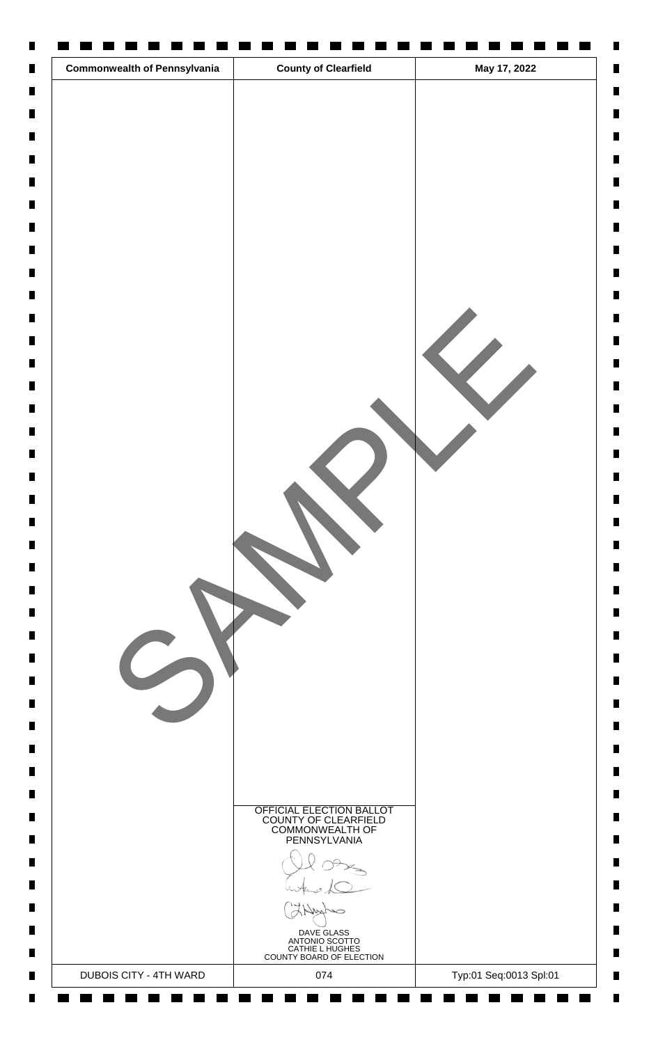| Commonwealth of Pennsylvania | County of Clearfield | May 17, 2022 |
| --- | --- | --- |
| | | |

SAMPLE

OFFICIAL ELECTION BALLOT
COUNTY OF CLEARFIELD
COMMONWEALTH OF
PENNSYLVANIA

DAVE GLASS
ANTONIO SCOTTO
CATHIE L HUGHES
COUNTY BOARD OF ELECTION

| DUBOIS CITY - 4TH WARD | 074 | Typ:01 Seq:0013 Spl:01 |
| --- | --- | --- |